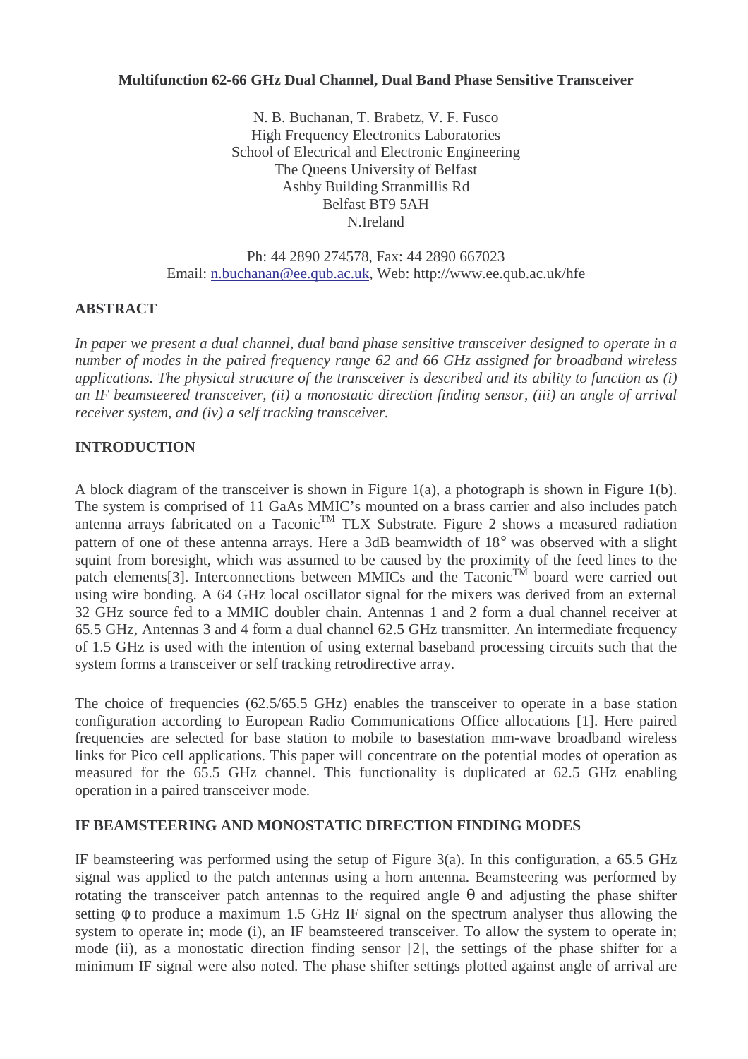# Multifunction 62-66 GHz Dual Channel, Dual Band Phase Sensitive Transceiver

N. B. Buchanan, T. Brabetz, V. F. Fusco
High Frequency Electronics Laboratories
School of Electrical and Electronic Engineering
The Queens University of Belfast
Ashby Building Stranmillis Rd
Belfast BT9 5AH
N.Ireland

Ph: 44 2890 274578, Fax: 44 2890 667023
Email: n.buchanan@ee.qub.ac.uk, Web: http://www.ee.qub.ac.uk/hfe

## ABSTRACT

*In paper we present a dual channel, dual band phase sensitive transceiver designed to operate in a number of modes in the paired frequency range 62 and 66 GHz assigned for broadband wireless applications. The physical structure of the transceiver is described and its ability to function as (i) an IF beamsteered transceiver, (ii) a monostatic direction finding sensor, (iii) an angle of arrival receiver system, and (iv) a self tracking transceiver.*

## INTRODUCTION

A block diagram of the transceiver is shown in Figure 1(a), a photograph is shown in Figure 1(b). The system is comprised of 11 GaAs MMIC's mounted on a brass carrier and also includes patch antenna arrays fabricated on a Taconic™ TLX Substrate. Figure 2 shows a measured radiation pattern of one of these antenna arrays. Here a 3dB beamwidth of 18° was observed with a slight squint from boresight, which was assumed to be caused by the proximity of the feed lines to the patch elements[3]. Interconnections between MMICs and the Taconic™ board were carried out using wire bonding. A 64 GHz local oscillator signal for the mixers was derived from an external 32 GHz source fed to a MMIC doubler chain. Antennas 1 and 2 form a dual channel receiver at 65.5 GHz, Antennas 3 and 4 form a dual channel 62.5 GHz transmitter. An intermediate frequency of 1.5 GHz is used with the intention of using external baseband processing circuits such that the system forms a transceiver or self tracking retrodirective array.

The choice of frequencies (62.5/65.5 GHz) enables the transceiver to operate in a base station configuration according to European Radio Communications Office allocations [1]. Here paired frequencies are selected for base station to mobile to basestation mm-wave broadband wireless links for Pico cell applications. This paper will concentrate on the potential modes of operation as measured for the 65.5 GHz channel. This functionality is duplicated at 62.5 GHz enabling operation in a paired transceiver mode.

## IF BEAMSTEERING AND MONOSTATIC DIRECTION FINDING MODES

IF beamsteering was performed using the setup of Figure 3(a). In this configuration, a 65.5 GHz signal was applied to the patch antennas using a horn antenna. Beamsteering was performed by rotating the transceiver patch antennas to the required angle $\theta$ and adjusting the phase shifter setting $\phi$ to produce a maximum 1.5 GHz IF signal on the spectrum analyser thus allowing the system to operate in; mode (i), an IF beamsteered transceiver. To allow the system to operate in; mode (ii), as a monostatic direction finding sensor [2], the settings of the phase shifter for a minimum IF signal were also noted. The phase shifter settings plotted against angle of arrival are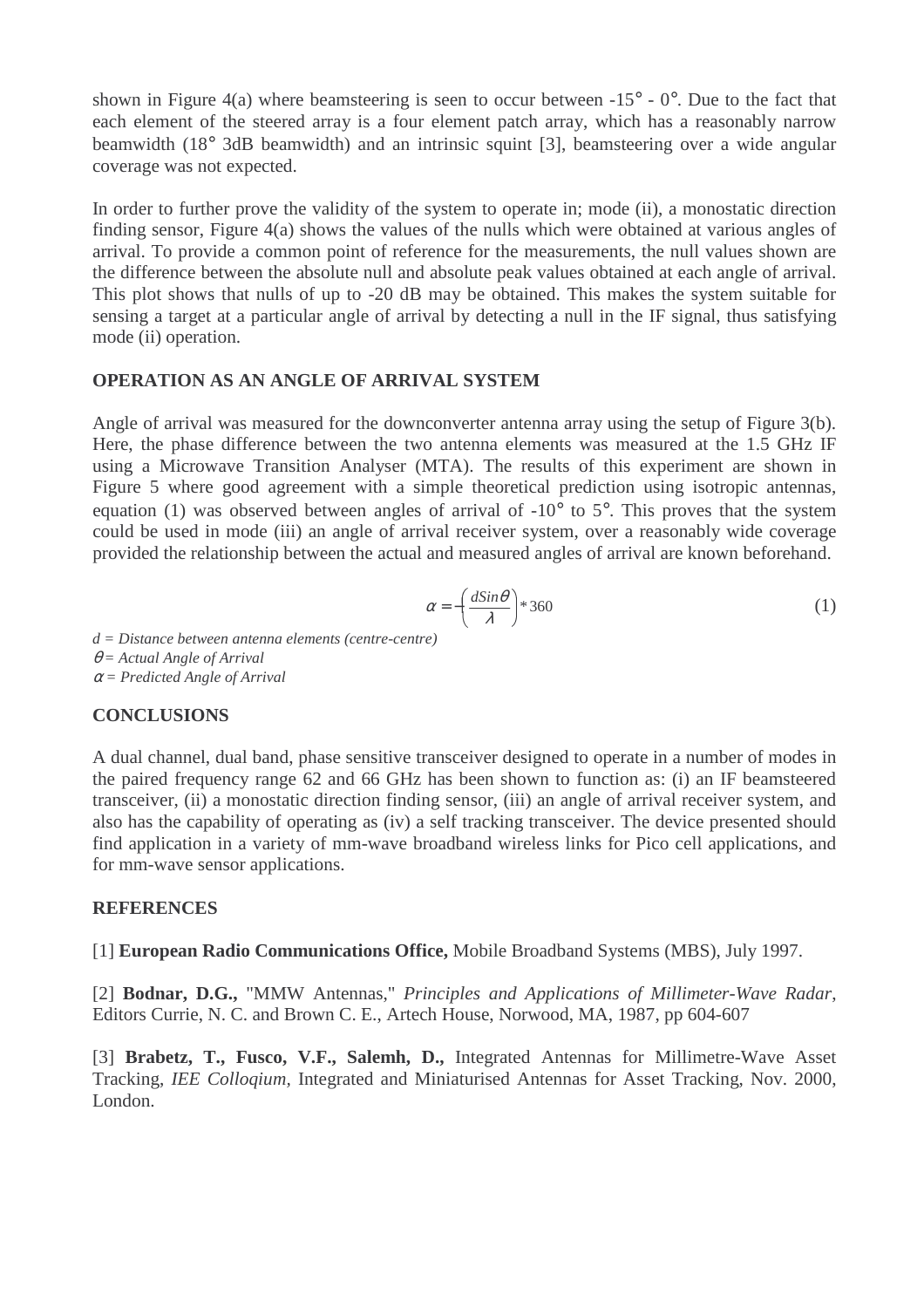shown in Figure 4(a) where beamsteering is seen to occur between -15° - 0°. Due to the fact that each element of the steered array is a four element patch array, which has a reasonably narrow beamwidth (18° 3dB beamwidth) and an intrinsic squint [3], beamsteering over a wide angular coverage was not expected.

In order to further prove the validity of the system to operate in; mode (ii), a monostatic direction finding sensor, Figure 4(a) shows the values of the nulls which were obtained at various angles of arrival. To provide a common point of reference for the measurements, the null values shown are the difference between the absolute null and absolute peak values obtained at each angle of arrival. This plot shows that nulls of up to -20 dB may be obtained. This makes the system suitable for sensing a target at a particular angle of arrival by detecting a null in the IF signal, thus satisfying mode (ii) operation.

## OPERATION AS AN ANGLE OF ARRIVAL SYSTEM

Angle of arrival was measured for the downconverter antenna array using the setup of Figure 3(b). Here, the phase difference between the two antenna elements was measured at the 1.5 GHz IF using a Microwave Transition Analyser (MTA). The results of this experiment are shown in Figure 5 where good agreement with a simple theoretical prediction using isotropic antennas, equation (1) was observed between angles of arrival of -10° to 5°. This proves that the system could be used in mode (iii) an angle of arrival receiver system, over a reasonably wide coverage provided the relationship between the actual and measured angles of arrival are known beforehand.

$$\alpha = -\left(\frac{d \sin\theta}{\lambda}\right) * 360 \tag{1}$$

*d = Distance between antenna elements (centre-centre)*
*$\theta$ = Actual Angle of Arrival*
*$\alpha$ = Predicted Angle of Arrival*

## CONCLUSIONS

A dual channel, dual band, phase sensitive transceiver designed to operate in a number of modes in the paired frequency range 62 and 66 GHz has been shown to function as: (i) an IF beamsteered transceiver, (ii) a monostatic direction finding sensor, (iii) an angle of arrival receiver system, and also has the capability of operating as (iv) a self tracking transceiver. The device presented should find application in a variety of mm-wave broadband wireless links for Pico cell applications, and for mm-wave sensor applications.

## REFERENCES

[1] **European Radio Communications Office,** Mobile Broadband Systems (MBS), July 1997.

[2] **Bodnar, D.G.,** "MMW Antennas," *Principles and Applications of Millimeter-Wave Radar*, Editors Currie, N. C. and Brown C. E., Artech House, Norwood, MA, 1987, pp 604-607

[3] **Brabetz, T., Fusco, V.F., Salemh, D.,** Integrated Antennas for Millimetre-Wave Asset Tracking, *IEE Colloqium,* Integrated and Miniaturised Antennas for Asset Tracking, Nov. 2000, London.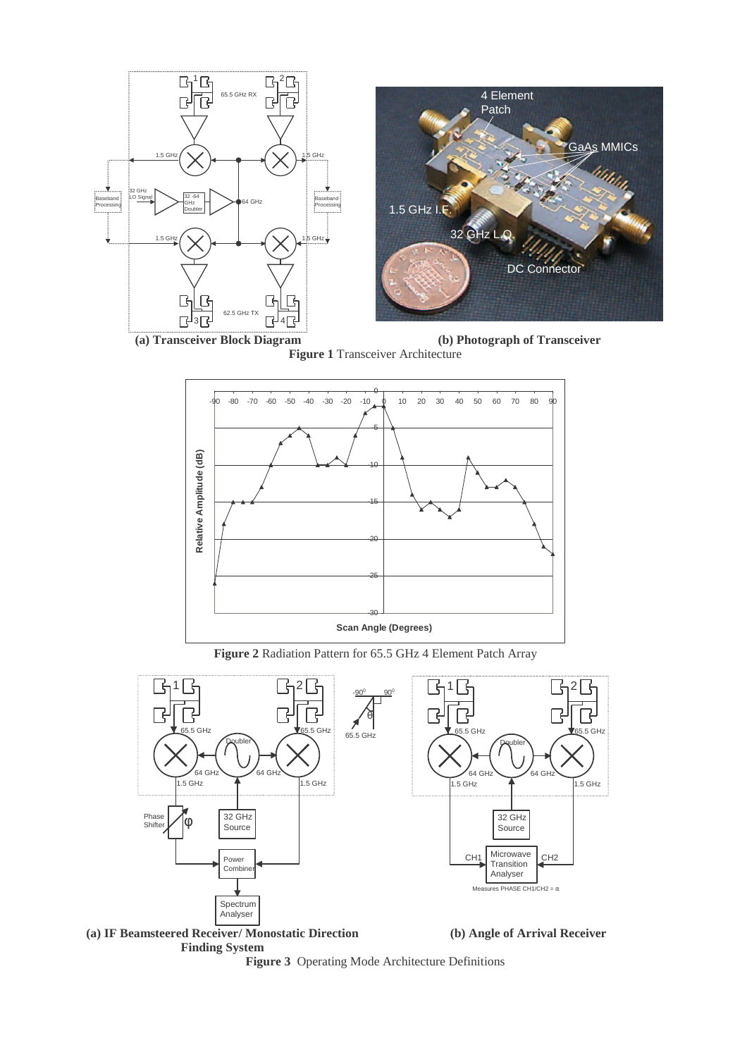**(a) Transceiver Block Diagram** **(b) Photograph of Transceiver**

**Figure 1** Transceiver Architecture

**Figure 2** Radiation Pattern for 65.5 GHz 4 Element Patch Array

**(a) IF Beamsteered Receiver/ Monostatic Direction Finding System** **(b) Angle of Arrival Receiver**

**Figure 3** Operating Mode Architecture Definitions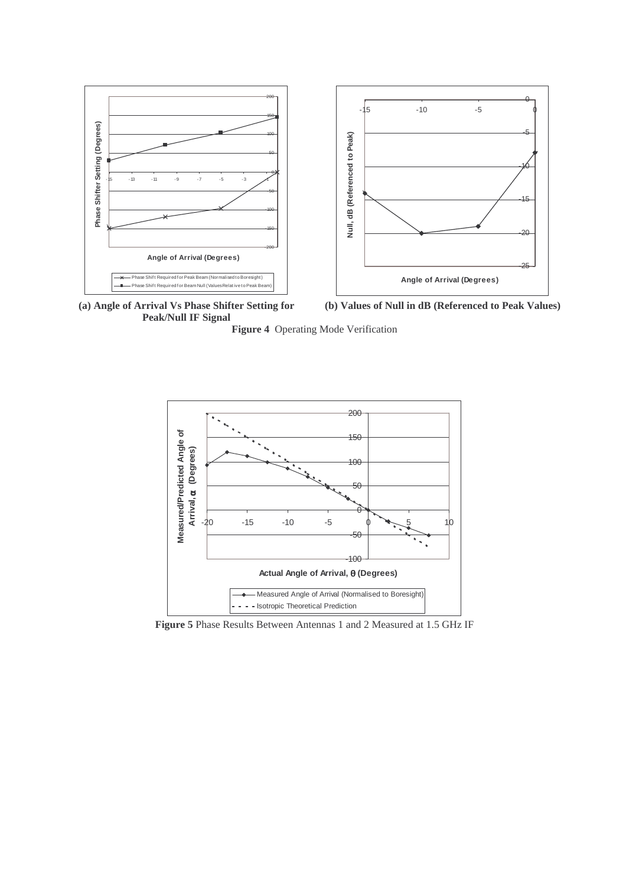Phase Shifter Setting (Degrees)

200
150
100
50
0
-50
-100
-150
-200

-15 -13 -11 -9 -7 -5 -3 -1

Angle of Arrival (Degrees)

Phase Shift Required for Peak Beam (Normalised to Boresight)

Phase Shift Required for Beam Null (Values Relative to Peak Beam)

**(a) Angle of Arrival Vs Phase Shifter Setting for Peak/Null IF Signal**

Null, dB (Referenced to Peak)

-15 -10 -5 0

0
-5
-10
-15
-20
-25

Angle of Arrival (Degrees)

**(b) Values of Null in dB (Referenced to Peak Values)**

**Figure 4** Operating Mode Verification

Measured/Predicted Angle of Arrival, $\alpha$ (Degrees)

200
150
100
50
0
-50
-100

-20 -15 -10 -5 0 5 10

Actual Angle of Arrival, $\theta$ (Degrees)

Measured Angle of Arrival (Normalised to Boresight)

Isotropic Theoretical Prediction

**Figure 5** Phase Results Between Antennas 1 and 2 Measured at 1.5 GHz IF